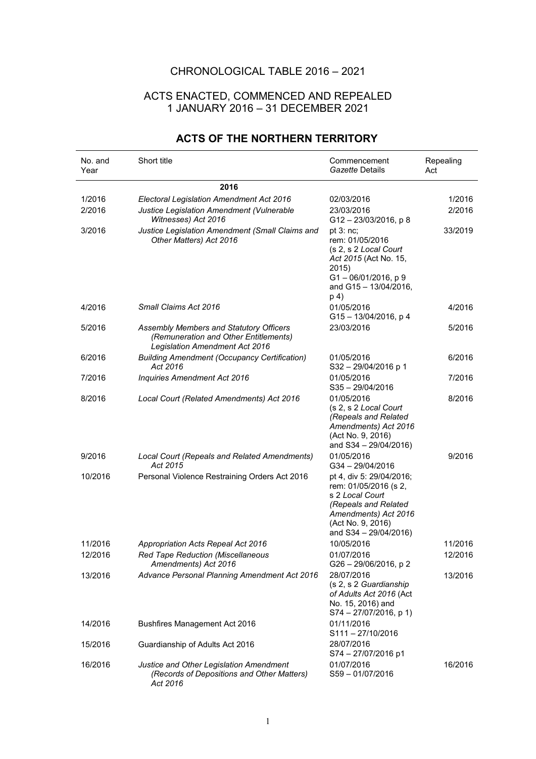# CHRONOLOGICAL TABLE 2016 – 2021

## ACTS ENACTED, COMMENCED AND REPEALED
## 1 JANUARY 2016 – 31 DECEMBER 2021

### ACTS OF THE NORTHERN TERRITORY

| No. and Year | Short title | Commencement *Gazette* Details | Repealing Act |
|---|---|---|---|
| | **2016** | | |
| 1/2016 | *Electoral Legislation Amendment Act 2016* | 02/03/2016 | 1/2016 |
| 2/2016 | *Justice Legislation Amendment (Vulnerable Witnesses) Act 2016* | 23/03/2016<br>G12 – 23/03/2016, p 8 | 2/2016 |
| 3/2016 | *Justice Legislation Amendment (Small Claims and Other Matters) Act 2016* | pt 3: nc;<br>rem: 01/05/2016<br>(s 2, s 2 *Local Court Act 2015* (Act No. 15, 2015)<br>G1 – 06/01/2016, p 9 and G15 – 13/04/2016, p 4) | 33/2019 |
| 4/2016 | *Small Claims Act 2016* | 01/05/2016<br>G15 – 13/04/2016, p 4 | 4/2016 |
| 5/2016 | *Assembly Members and Statutory Officers (Remuneration and Other Entitlements) Legislation Amendment Act 2016* | 23/03/2016 | 5/2016 |
| 6/2016 | *Building Amendment (Occupancy Certification) Act 2016* | 01/05/2016<br>S32 – 29/04/2016 p 1 | 6/2016 |
| 7/2016 | *Inquiries Amendment Act 2016* | 01/05/2016<br>S35 – 29/04/2016 | 7/2016 |
| 8/2016 | *Local Court (Related Amendments) Act 2016* | 01/05/2016<br>(s 2, s 2 *Local Court (Repeals and Related Amendments) Act 2016* (Act No. 9, 2016) and S34 – 29/04/2016) | 8/2016 |
| 9/2016 | *Local Court (Repeals and Related Amendments) Act 2015* | 01/05/2016<br>G34 – 29/04/2016 | 9/2016 |
| 10/2016 | Personal Violence Restraining Orders Act 2016 | pt 4, div 5: 29/04/2016;<br>rem: 01/05/2016 (s 2, s 2 *Local Court (Repeals and Related Amendments) Act 2016* (Act No. 9, 2016) and S34 – 29/04/2016) | |
| 11/2016 | *Appropriation Acts Repeal Act 2016* | 10/05/2016 | 11/2016 |
| 12/2016 | *Red Tape Reduction (Miscellaneous Amendments) Act 2016* | 01/07/2016<br>G26 – 29/06/2016, p 2 | 12/2016 |
| 13/2016 | *Advance Personal Planning Amendment Act 2016* | 28/07/2016<br>(s 2, s 2 *Guardianship of Adults Act 2016* (Act No. 15, 2016) and S74 – 27/07/2016, p 1) | 13/2016 |
| 14/2016 | Bushfires Management Act 2016 | 01/11/2016<br>S111 – 27/10/2016 | |
| 15/2016 | Guardianship of Adults Act 2016 | 28/07/2016<br>S74 – 27/07/2016 p1 | |
| 16/2016 | *Justice and Other Legislation Amendment (Records of Depositions and Other Matters) Act 2016* | 01/07/2016<br>S59 – 01/07/2016 | 16/2016 |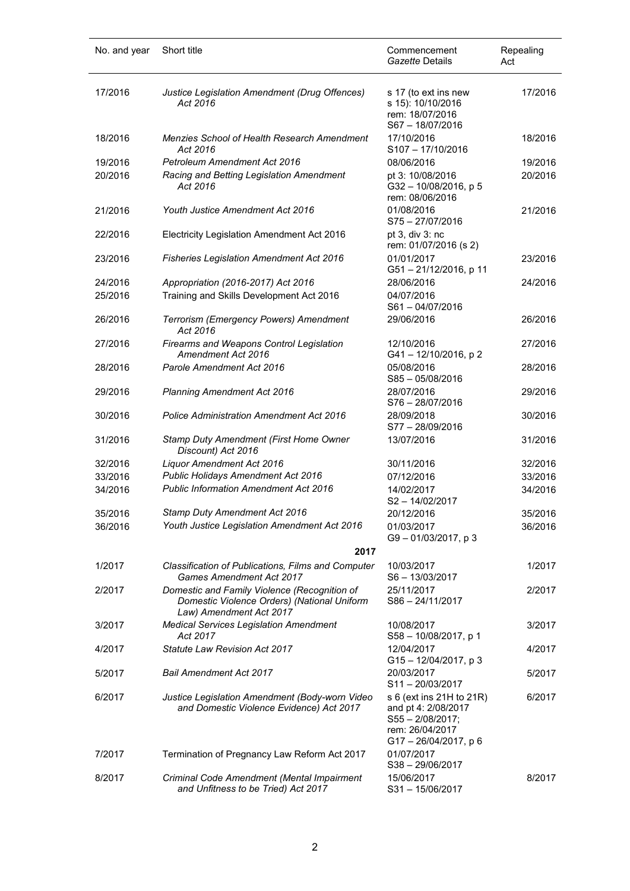| No. and year | Short title | Commencement *Gazette* Details | Repealing Act |
|---|---|---|---|
| 17/2016 | *Justice Legislation Amendment (Drug Offences) Act 2016* | s 17 (to ext ins new s 15): 10/10/2016 rem: 18/07/2016 S67 – 18/07/2016 | 17/2016 |
| 18/2016 | *Menzies School of Health Research Amendment Act 2016* | 17/10/2016 S107 – 17/10/2016 | 18/2016 |
| 19/2016 | *Petroleum Amendment Act 2016* | 08/06/2016 | 19/2016 |
| 20/2016 | *Racing and Betting Legislation Amendment Act 2016* | pt 3: 10/08/2016 G32 – 10/08/2016, p 5 rem: 08/06/2016 | 20/2016 |
| 21/2016 | *Youth Justice Amendment Act 2016* | 01/08/2016 S75 – 27/07/2016 | 21/2016 |
| 22/2016 | Electricity Legislation Amendment Act 2016 | pt 3, div 3: nc rem: 01/07/2016 (s 2) | |
| 23/2016 | *Fisheries Legislation Amendment Act 2016* | 01/01/2017 G51 – 21/12/2016, p 11 | 23/2016 |
| 24/2016 | *Appropriation (2016-2017) Act 2016* | 28/06/2016 | 24/2016 |
| 25/2016 | Training and Skills Development Act 2016 | 04/07/2016 S61 – 04/07/2016 | |
| 26/2016 | *Terrorism (Emergency Powers) Amendment Act 2016* | 29/06/2016 | 26/2016 |
| 27/2016 | *Firearms and Weapons Control Legislation Amendment Act 2016* | 12/10/2016 G41 – 12/10/2016, p 2 | 27/2016 |
| 28/2016 | *Parole Amendment Act 2016* | 05/08/2016 S85 – 05/08/2016 | 28/2016 |
| 29/2016 | *Planning Amendment Act 2016* | 28/07/2016 S76 – 28/07/2016 | 29/2016 |
| 30/2016 | *Police Administration Amendment Act 2016* | 28/09/2018 S77 – 28/09/2016 | 30/2016 |
| 31/2016 | *Stamp Duty Amendment (First Home Owner Discount) Act 2016* | 13/07/2016 | 31/2016 |
| 32/2016 | *Liquor Amendment Act 2016* | 30/11/2016 | 32/2016 |
| 33/2016 | *Public Holidays Amendment Act 2016* | 07/12/2016 | 33/2016 |
| 34/2016 | *Public Information Amendment Act 2016* | 14/02/2017 S2 – 14/02/2017 | 34/2016 |
| 35/2016 | *Stamp Duty Amendment Act 2016* | 20/12/2016 | 35/2016 |
| 36/2016 | *Youth Justice Legislation Amendment Act 2016* | 01/03/2017 G9 – 01/03/2017, p 3 | 36/2016 |
| | **2017** | | |
| 1/2017 | *Classification of Publications, Films and Computer Games Amendment Act 2017* | 10/03/2017 S6 – 13/03/2017 | 1/2017 |
| 2/2017 | *Domestic and Family Violence (Recognition of Domestic Violence Orders) (National Uniform Law) Amendment Act 2017* | 25/11/2017 S86 – 24/11/2017 | 2/2017 |
| 3/2017 | *Medical Services Legislation Amendment Act 2017* | 10/08/2017 S58 – 10/08/2017, p 1 | 3/2017 |
| 4/2017 | *Statute Law Revision Act 2017* | 12/04/2017 G15 – 12/04/2017, p 3 | 4/2017 |
| 5/2017 | *Bail Amendment Act 2017* | 20/03/2017 S11 – 20/03/2017 | 5/2017 |
| 6/2017 | *Justice Legislation Amendment (Body-worn Video and Domestic Violence Evidence) Act 2017* | s 6 (ext ins 21H to 21R) and pt 4: 2/08/2017 S55 – 2/08/2017; rem: 26/04/2017 G17 – 26/04/2017, p 6 | 6/2017 |
| 7/2017 | Termination of Pregnancy Law Reform Act 2017 | 01/07/2017 S38 – 29/06/2017 | |
| 8/2017 | *Criminal Code Amendment (Mental Impairment and Unfitness to be Tried) Act 2017* | 15/06/2017 S31 – 15/06/2017 | 8/2017 |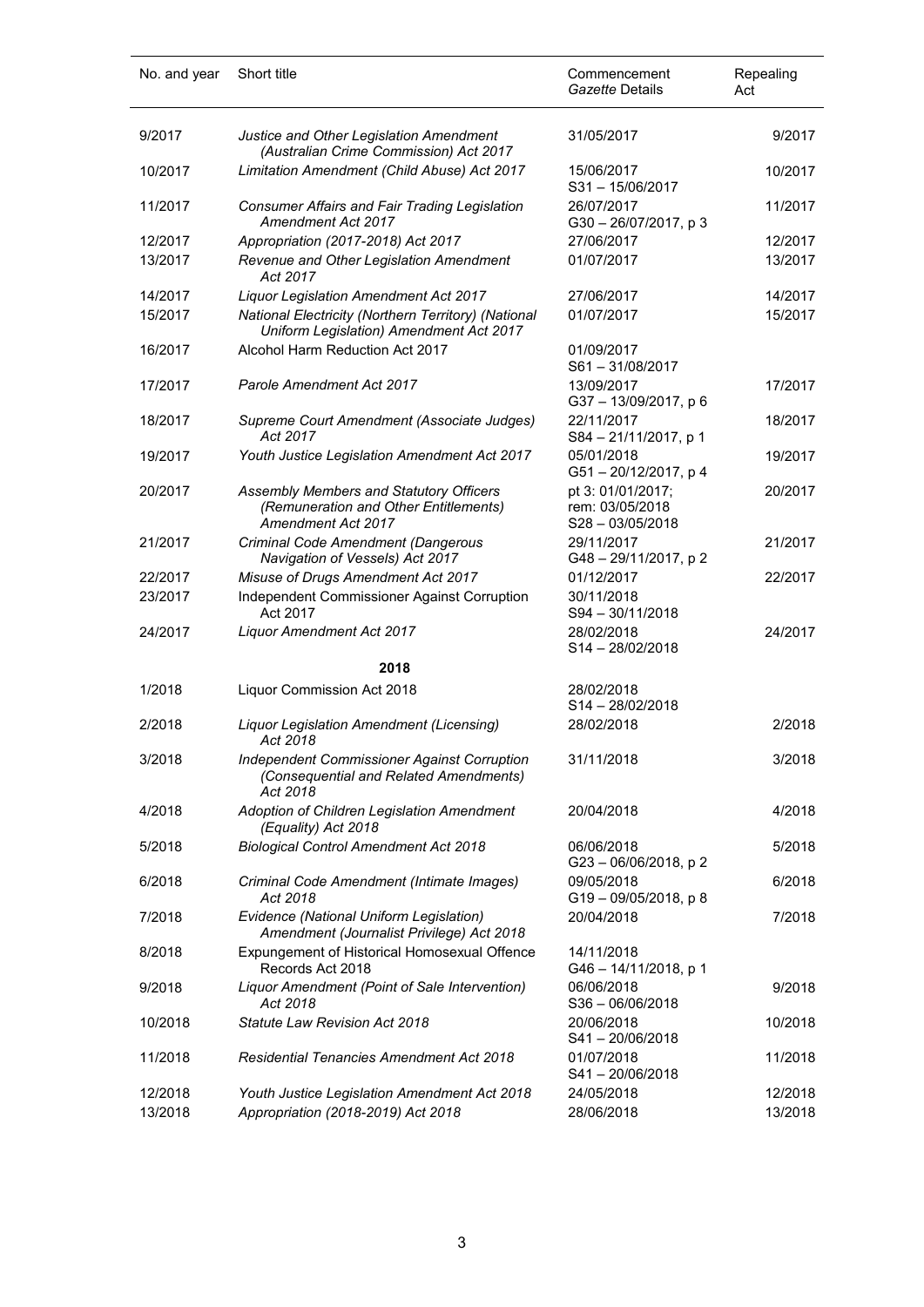| No. and year | Short title | Commencement *Gazette* Details | Repealing Act |
|---|---|---|---|
| 9/2017 | *Justice and Other Legislation Amendment (Australian Crime Commission) Act 2017* | 31/05/2017 | 9/2017 |
| 10/2017 | *Limitation Amendment (Child Abuse) Act 2017* | 15/06/2017 S31 – 15/06/2017 | 10/2017 |
| 11/2017 | *Consumer Affairs and Fair Trading Legislation Amendment Act 2017* | 26/07/2017 G30 – 26/07/2017, p 3 | 11/2017 |
| 12/2017 | *Appropriation (2017-2018) Act 2017* | 27/06/2017 | 12/2017 |
| 13/2017 | *Revenue and Other Legislation Amendment Act 2017* | 01/07/2017 | 13/2017 |
| 14/2017 | *Liquor Legislation Amendment Act 2017* | 27/06/2017 | 14/2017 |
| 15/2017 | *National Electricity (Northern Territory) (National Uniform Legislation) Amendment Act 2017* | 01/07/2017 | 15/2017 |
| 16/2017 | Alcohol Harm Reduction Act 2017 | 01/09/2017 S61 – 31/08/2017 | |
| 17/2017 | *Parole Amendment Act 2017* | 13/09/2017 G37 – 13/09/2017, p 6 | 17/2017 |
| 18/2017 | *Supreme Court Amendment (Associate Judges) Act 2017* | 22/11/2017 S84 – 21/11/2017, p 1 | 18/2017 |
| 19/2017 | *Youth Justice Legislation Amendment Act 2017* | 05/01/2018 G51 – 20/12/2017, p 4 | 19/2017 |
| 20/2017 | *Assembly Members and Statutory Officers (Remuneration and Other Entitlements) Amendment Act 2017* | pt 3: 01/01/2017; rem: 03/05/2018 S28 – 03/05/2018 | 20/2017 |
| 21/2017 | *Criminal Code Amendment (Dangerous Navigation of Vessels) Act 2017* | 29/11/2017 G48 – 29/11/2017, p 2 | 21/2017 |
| 22/2017 | *Misuse of Drugs Amendment Act 2017* | 01/12/2017 | 22/2017 |
| 23/2017 | Independent Commissioner Against Corruption Act 2017 | 30/11/2018 S94 – 30/11/2018 | |
| 24/2017 | *Liquor Amendment Act 2017* | 28/02/2018 S14 – 28/02/2018 | 24/2017 |
| | **2018** | | |
| 1/2018 | Liquor Commission Act 2018 | 28/02/2018 S14 – 28/02/2018 | |
| 2/2018 | *Liquor Legislation Amendment (Licensing) Act 2018* | 28/02/2018 | 2/2018 |
| 3/2018 | *Independent Commissioner Against Corruption (Consequential and Related Amendments) Act 2018* | 31/11/2018 | 3/2018 |
| 4/2018 | *Adoption of Children Legislation Amendment (Equality) Act 2018* | 20/04/2018 | 4/2018 |
| 5/2018 | *Biological Control Amendment Act 2018* | 06/06/2018 G23 – 06/06/2018, p 2 | 5/2018 |
| 6/2018 | *Criminal Code Amendment (Intimate Images) Act 2018* | 09/05/2018 G19 – 09/05/2018, p 8 | 6/2018 |
| 7/2018 | *Evidence (National Uniform Legislation) Amendment (Journalist Privilege) Act 2018* | 20/04/2018 | 7/2018 |
| 8/2018 | Expungement of Historical Homosexual Offence Records Act 2018 | 14/11/2018 G46 – 14/11/2018, p 1 | |
| 9/2018 | *Liquor Amendment (Point of Sale Intervention) Act 2018* | 06/06/2018 S36 – 06/06/2018 | 9/2018 |
| 10/2018 | *Statute Law Revision Act 2018* | 20/06/2018 S41 – 20/06/2018 | 10/2018 |
| 11/2018 | *Residential Tenancies Amendment Act 2018* | 01/07/2018 S41 – 20/06/2018 | 11/2018 |
| 12/2018 | *Youth Justice Legislation Amendment Act 2018* | 24/05/2018 | 12/2018 |
| 13/2018 | *Appropriation (2018-2019) Act 2018* | 28/06/2018 | 13/2018 |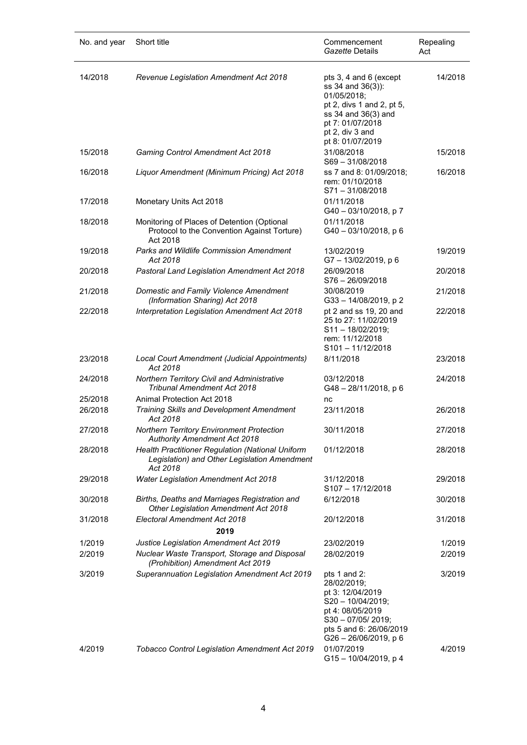| No. and year | Short title | Commencement *Gazette* Details | Repealing Act |
|---|---|---|---|
| 14/2018 | *Revenue Legislation Amendment Act 2018* | pts 3, 4 and 6 (except ss 34 and 36(3)): 01/05/2018; pt 2, divs 1 and 2, pt 5, ss 34 and 36(3) and pt 7: 01/07/2018 pt 2, div 3 and pt 8: 01/07/2019 | 14/2018 |
| 15/2018 | *Gaming Control Amendment Act 2018* | 31/08/2018 S69 – 31/08/2018 | 15/2018 |
| 16/2018 | *Liquor Amendment (Minimum Pricing) Act 2018* | ss 7 and 8: 01/09/2018; rem: 01/10/2018 S71 – 31/08/2018 | 16/2018 |
| 17/2018 | Monetary Units Act 2018 | 01/11/2018 G40 – 03/10/2018, p 7 | |
| 18/2018 | Monitoring of Places of Detention (Optional Protocol to the Convention Against Torture) Act 2018 | 01/11/2018 G40 – 03/10/2018, p 6 | |
| 19/2018 | *Parks and Wildlife Commission Amendment Act 2018* | 13/02/2019 G7 – 13/02/2019, p 6 | 19/2019 |
| 20/2018 | *Pastoral Land Legislation Amendment Act 2018* | 26/09/2018 S76 – 26/09/2018 | 20/2018 |
| 21/2018 | *Domestic and Family Violence Amendment (Information Sharing) Act 2018* | 30/08/2019 G33 – 14/08/2019, p 2 | 21/2018 |
| 22/2018 | *Interpretation Legislation Amendment Act 2018* | pt 2 and ss 19, 20 and 25 to 27: 11/02/2019 S11 – 18/02/2019; rem: 11/12/2018 S101 – 11/12/2018 | 22/2018 |
| 23/2018 | *Local Court Amendment (Judicial Appointments) Act 2018* | 8/11/2018 | 23/2018 |
| 24/2018 | *Northern Territory Civil and Administrative Tribunal Amendment Act 2018* | 03/12/2018 G48 – 28/11/2018, p 6 | 24/2018 |
| 25/2018 | Animal Protection Act 2018 | nc | |
| 26/2018 | *Training Skills and Development Amendment Act 2018* | 23/11/2018 | 26/2018 |
| 27/2018 | *Northern Territory Environment Protection Authority Amendment Act 2018* | 30/11/2018 | 27/2018 |
| 28/2018 | *Health Practitioner Regulation (National Uniform Legislation) and Other Legislation Amendment Act 2018* | 01/12/2018 | 28/2018 |
| 29/2018 | *Water Legislation Amendment Act 2018* | 31/12/2018 S107 – 17/12/2018 | 29/2018 |
| 30/2018 | *Births, Deaths and Marriages Registration and Other Legislation Amendment Act 2018* | 6/12/2018 | 30/2018 |
| 31/2018 | *Electoral Amendment Act 2018* | 20/12/2018 | 31/2018 |
| | **2019** | | |
| 1/2019 | *Justice Legislation Amendment Act 2019* | 23/02/2019 | 1/2019 |
| 2/2019 | *Nuclear Waste Transport, Storage and Disposal (Prohibition) Amendment Act 2019* | 28/02/2019 | 2/2019 |
| 3/2019 | *Superannuation Legislation Amendment Act 2019* | pts 1 and 2: 28/02/2019; pt 3: 12/04/2019 S20 – 10/04/2019; pt 4: 08/05/2019 S30 – 07/05/ 2019; pts 5 and 6: 26/06/2019 G26 – 26/06/2019, p 6 | 3/2019 |
| 4/2019 | *Tobacco Control Legislation Amendment Act 2019* | 01/07/2019 G15 – 10/04/2019, p 4 | 4/2019 |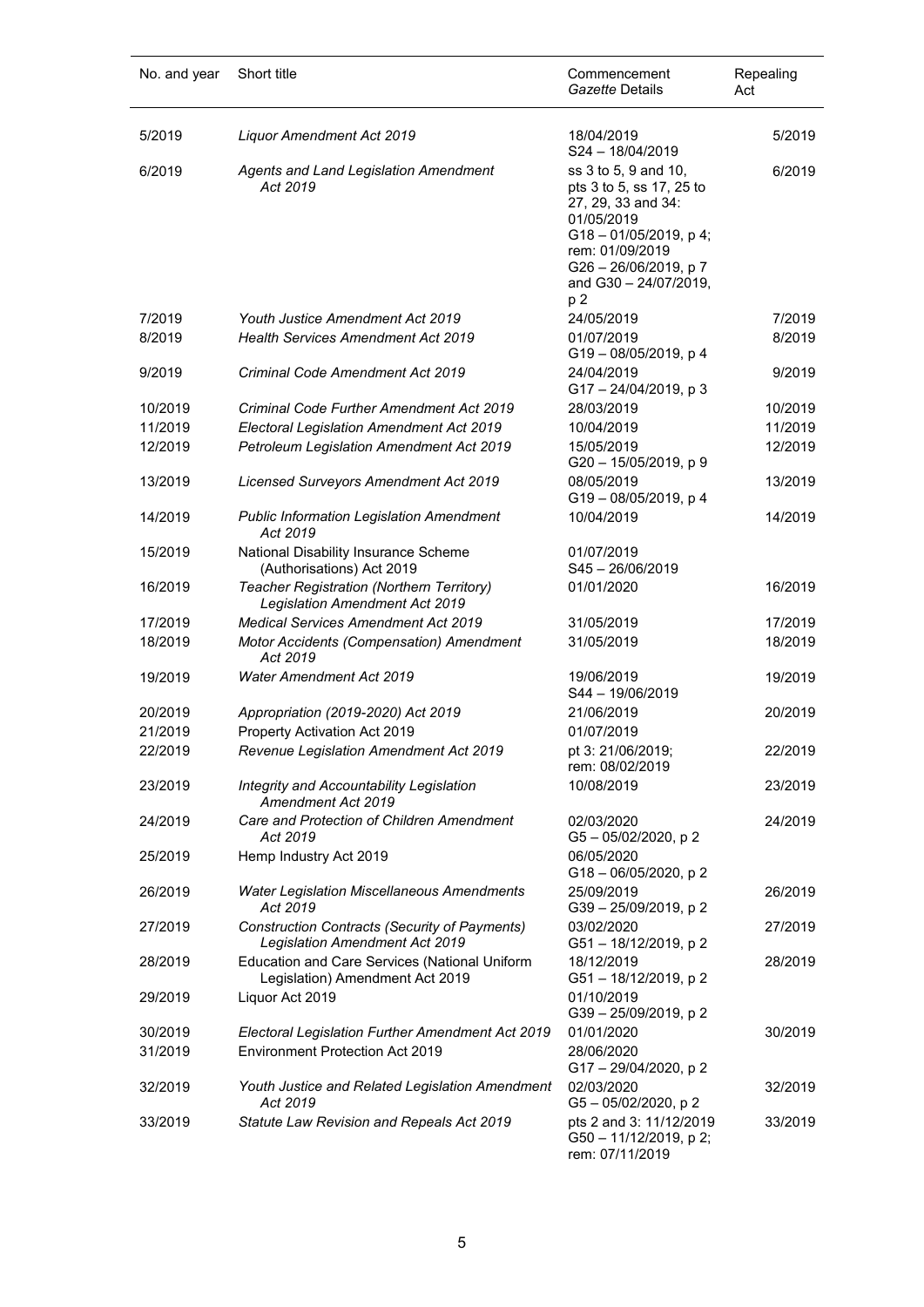| No. and year | Short title | Commencement *Gazette* Details | Repealing Act |
|---|---|---|---|
| 5/2019 | *Liquor Amendment Act 2019* | 18/04/2019 S24 – 18/04/2019 | 5/2019 |
| 6/2019 | *Agents and Land Legislation Amendment Act 2019* | ss 3 to 5, 9 and 10, pts 3 to 5, ss 17, 25 to 27, 29, 33 and 34: 01/05/2019 G18 – 01/05/2019, p 4; rem: 01/09/2019 G26 – 26/06/2019, p 7 and G30 – 24/07/2019, p 2 | 6/2019 |
| 7/2019 | *Youth Justice Amendment Act 2019* | 24/05/2019 | 7/2019 |
| 8/2019 | *Health Services Amendment Act 2019* | 01/07/2019 G19 – 08/05/2019, p 4 | 8/2019 |
| 9/2019 | *Criminal Code Amendment Act 2019* | 24/04/2019 G17 – 24/04/2019, p 3 | 9/2019 |
| 10/2019 | *Criminal Code Further Amendment Act 2019* | 28/03/2019 | 10/2019 |
| 11/2019 | *Electoral Legislation Amendment Act 2019* | 10/04/2019 | 11/2019 |
| 12/2019 | *Petroleum Legislation Amendment Act 2019* | 15/05/2019 G20 – 15/05/2019, p 9 | 12/2019 |
| 13/2019 | *Licensed Surveyors Amendment Act 2019* | 08/05/2019 G19 – 08/05/2019, p 4 | 13/2019 |
| 14/2019 | *Public Information Legislation Amendment Act 2019* | 10/04/2019 | 14/2019 |
| 15/2019 | National Disability Insurance Scheme (Authorisations) Act 2019 | 01/07/2019 S45 – 26/06/2019 | |
| 16/2019 | *Teacher Registration (Northern Territory) Legislation Amendment Act 2019* | 01/01/2020 | 16/2019 |
| 17/2019 | *Medical Services Amendment Act 2019* | 31/05/2019 | 17/2019 |
| 18/2019 | *Motor Accidents (Compensation) Amendment Act 2019* | 31/05/2019 | 18/2019 |
| 19/2019 | *Water Amendment Act 2019* | 19/06/2019 S44 – 19/06/2019 | 19/2019 |
| 20/2019 | *Appropriation (2019-2020) Act 2019* | 21/06/2019 | 20/2019 |
| 21/2019 | Property Activation Act 2019 | 01/07/2019 | |
| 22/2019 | *Revenue Legislation Amendment Act 2019* | pt 3: 21/06/2019; rem: 08/02/2019 | 22/2019 |
| 23/2019 | *Integrity and Accountability Legislation Amendment Act 2019* | 10/08/2019 | 23/2019 |
| 24/2019 | *Care and Protection of Children Amendment Act 2019* | 02/03/2020 G5 – 05/02/2020, p 2 | 24/2019 |
| 25/2019 | Hemp Industry Act 2019 | 06/05/2020 G18 – 06/05/2020, p 2 | |
| 26/2019 | *Water Legislation Miscellaneous Amendments Act 2019* | 25/09/2019 G39 – 25/09/2019, p 2 | 26/2019 |
| 27/2019 | *Construction Contracts (Security of Payments) Legislation Amendment Act 2019* | 03/02/2020 G51 – 18/12/2019, p 2 | 27/2019 |
| 28/2019 | Education and Care Services (National Uniform Legislation) Amendment Act 2019 | 18/12/2019 G51 – 18/12/2019, p 2 | 28/2019 |
| 29/2019 | Liquor Act 2019 | 01/10/2019 G39 – 25/09/2019, p 2 | |
| 30/2019 | *Electoral Legislation Further Amendment Act 2019* | 01/01/2020 | 30/2019 |
| 31/2019 | Environment Protection Act 2019 | 28/06/2020 G17 – 29/04/2020, p 2 | |
| 32/2019 | *Youth Justice and Related Legislation Amendment Act 2019* | 02/03/2020 G5 – 05/02/2020, p 2 | 32/2019 |
| 33/2019 | *Statute Law Revision and Repeals Act 2019* | pts 2 and 3: 11/12/2019 G50 – 11/12/2019, p 2; rem: 07/11/2019 | 33/2019 |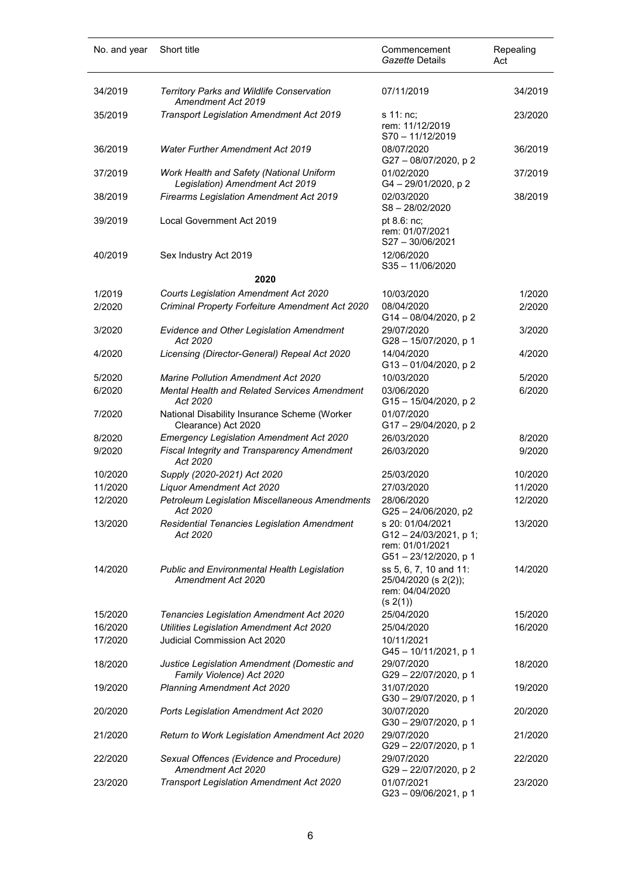| No. and year | Short title | Commencement *Gazette* Details | Repealing Act |
| --- | --- | --- | --- |
| 34/2019 | *Territory Parks and Wildlife Conservation Amendment Act 2019* | 07/11/2019 | 34/2019 |
| 35/2019 | *Transport Legislation Amendment Act 2019* | s 11: nc; rem: 11/12/2019 S70 – 11/12/2019 | 23/2020 |
| 36/2019 | *Water Further Amendment Act 2019* | 08/07/2020 G27 – 08/07/2020, p 2 | 36/2019 |
| 37/2019 | *Work Health and Safety (National Uniform Legislation) Amendment Act 2019* | 01/02/2020 G4 – 29/01/2020, p 2 | 37/2019 |
| 38/2019 | *Firearms Legislation Amendment Act 2019* | 02/03/2020 S8 – 28/02/2020 | 38/2019 |
| 39/2019 | Local Government Act 2019 | pt 8.6: nc; rem: 01/07/2021 S27 – 30/06/2021 | |
| 40/2019 | Sex Industry Act 2019 | 12/06/2020 S35 – 11/06/2020 | |
| | **2020** | | |
| 1/2019 | *Courts Legislation Amendment Act 2020* | 10/03/2020 | 1/2020 |
| 2/2020 | *Criminal Property Forfeiture Amendment Act 2020* | 08/04/2020 G14 – 08/04/2020, p 2 | 2/2020 |
| 3/2020 | *Evidence and Other Legislation Amendment Act 2020* | 29/07/2020 G28 – 15/07/2020, p 1 | 3/2020 |
| 4/2020 | *Licensing (Director-General) Repeal Act 2020* | 14/04/2020 G13 – 01/04/2020, p 2 | 4/2020 |
| 5/2020 | *Marine Pollution Amendment Act 2020* | 10/03/2020 | 5/2020 |
| 6/2020 | *Mental Health and Related Services Amendment Act 2020* | 03/06/2020 G15 – 15/04/2020, p 2 | 6/2020 |
| 7/2020 | National Disability Insurance Scheme (Worker Clearance) Act 2020 | 01/07/2020 G17 – 29/04/2020, p 2 | |
| 8/2020 | *Emergency Legislation Amendment Act 2020* | 26/03/2020 | 8/2020 |
| 9/2020 | *Fiscal Integrity and Transparency Amendment Act 2020* | 26/03/2020 | 9/2020 |
| 10/2020 | *Supply (2020-2021) Act 2020* | 25/03/2020 | 10/2020 |
| 11/2020 | *Liquor Amendment Act 2020* | 27/03/2020 | 11/2020 |
| 12/2020 | *Petroleum Legislation Miscellaneous Amendments Act 2020* | 28/06/2020 G25 – 24/06/2020, p2 | 12/2020 |
| 13/2020 | *Residential Tenancies Legislation Amendment Act 2020* | s 20: 01/04/2021 G12 – 24/03/2021, p 1; rem: 01/01/2021 G51 – 23/12/2020, p 1 | 13/2020 |
| 14/2020 | *Public and Environmental Health Legislation Amendment Act 2020* | ss 5, 6, 7, 10 and 11: 25/04/2020 (s 2(2)); rem: 04/04/2020 (s 2(1)) | 14/2020 |
| 15/2020 | *Tenancies Legislation Amendment Act 2020* | 25/04/2020 | 15/2020 |
| 16/2020 | *Utilities Legislation Amendment Act 2020* | 25/04/2020 | 16/2020 |
| 17/2020 | Judicial Commission Act 2020 | 10/11/2021 G45 – 10/11/2021, p 1 | |
| 18/2020 | *Justice Legislation Amendment (Domestic and Family Violence) Act 2020* | 29/07/2020 G29 – 22/07/2020, p 1 | 18/2020 |
| 19/2020 | *Planning Amendment Act 2020* | 31/07/2020 G30 – 29/07/2020, p 1 | 19/2020 |
| 20/2020 | *Ports Legislation Amendment Act 2020* | 30/07/2020 G30 – 29/07/2020, p 1 | 20/2020 |
| 21/2020 | *Return to Work Legislation Amendment Act 2020* | 29/07/2020 G29 – 22/07/2020, p 1 | 21/2020 |
| 22/2020 | *Sexual Offences (Evidence and Procedure) Amendment Act 2020* | 29/07/2020 G29 – 22/07/2020, p 2 | 22/2020 |
| 23/2020 | *Transport Legislation Amendment Act 2020* | 01/07/2021 G23 – 09/06/2021, p 1 | 23/2020 |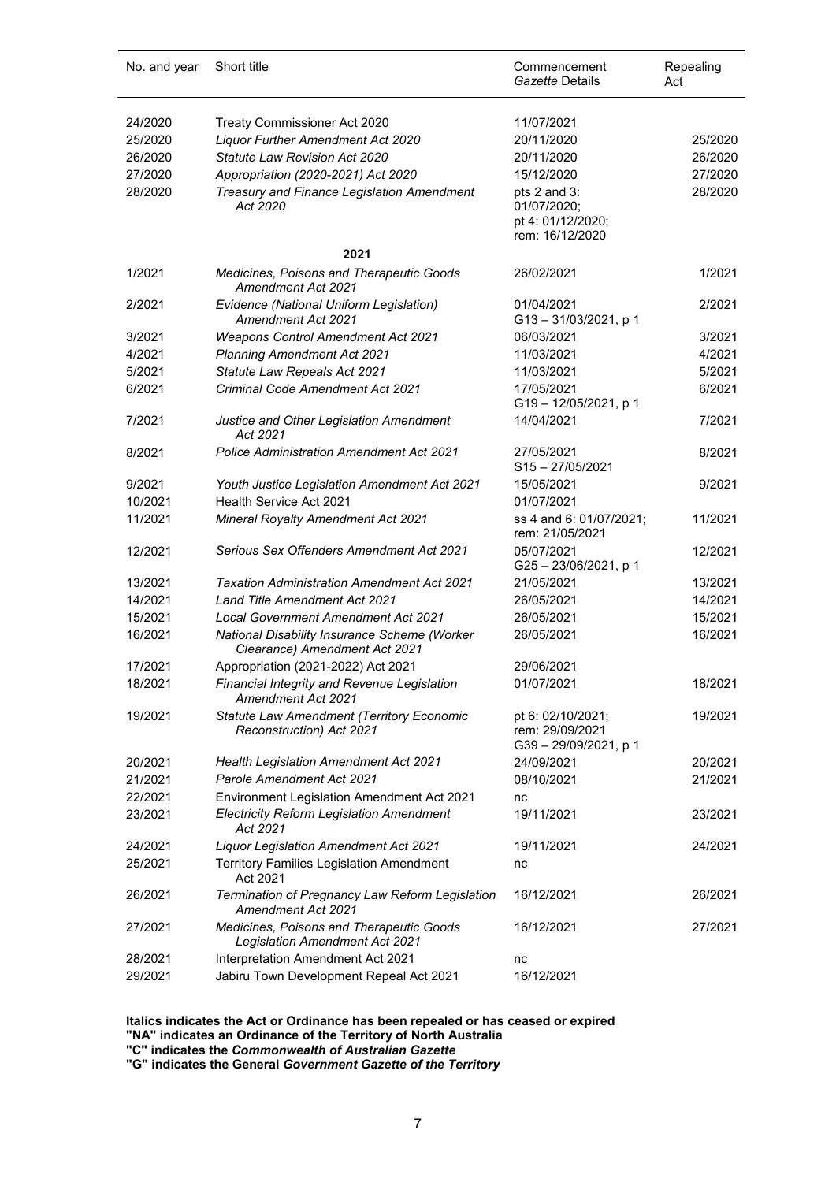| No. and year | Short title | Commencement *Gazette* Details | Repealing Act |
|---|---|---|---|
| 24/2020 | Treaty Commissioner Act 2020 | 11/07/2021 | |
| 25/2020 | *Liquor Further Amendment Act 2020* | 20/11/2020 | 25/2020 |
| 26/2020 | *Statute Law Revision Act 2020* | 20/11/2020 | 26/2020 |
| 27/2020 | *Appropriation (2020-2021) Act 2020* | 15/12/2020 | 27/2020 |
| 28/2020 | *Treasury and Finance Legislation Amendment Act 2020* | pts 2 and 3: 01/07/2020; pt 4: 01/12/2020; rem: 16/12/2020 | 28/2020 |
| | **2021** | | |
| 1/2021 | *Medicines, Poisons and Therapeutic Goods Amendment Act 2021* | 26/02/2021 | 1/2021 |
| 2/2021 | *Evidence (National Uniform Legislation) Amendment Act 2021* | 01/04/2021 G13 – 31/03/2021, p 1 | 2/2021 |
| 3/2021 | *Weapons Control Amendment Act 2021* | 06/03/2021 | 3/2021 |
| 4/2021 | *Planning Amendment Act 2021* | 11/03/2021 | 4/2021 |
| 5/2021 | *Statute Law Repeals Act 2021* | 11/03/2021 | 5/2021 |
| 6/2021 | *Criminal Code Amendment Act 2021* | 17/05/2021 G19 – 12/05/2021, p 1 | 6/2021 |
| 7/2021 | *Justice and Other Legislation Amendment Act 2021* | 14/04/2021 | 7/2021 |
| 8/2021 | *Police Administration Amendment Act 2021* | 27/05/2021 S15 – 27/05/2021 | 8/2021 |
| 9/2021 | *Youth Justice Legislation Amendment Act 2021* | 15/05/2021 | 9/2021 |
| 10/2021 | Health Service Act 2021 | 01/07/2021 | |
| 11/2021 | *Mineral Royalty Amendment Act 2021* | ss 4 and 6: 01/07/2021; rem: 21/05/2021 | 11/2021 |
| 12/2021 | *Serious Sex Offenders Amendment Act 2021* | 05/07/2021 G25 – 23/06/2021, p 1 | 12/2021 |
| 13/2021 | *Taxation Administration Amendment Act 2021* | 21/05/2021 | 13/2021 |
| 14/2021 | *Land Title Amendment Act 2021* | 26/05/2021 | 14/2021 |
| 15/2021 | *Local Government Amendment Act 2021* | 26/05/2021 | 15/2021 |
| 16/2021 | *National Disability Insurance Scheme (Worker Clearance) Amendment Act 2021* | 26/05/2021 | 16/2021 |
| 17/2021 | Appropriation (2021-2022) Act 2021 | 29/06/2021 | |
| 18/2021 | *Financial Integrity and Revenue Legislation Amendment Act 2021* | 01/07/2021 | 18/2021 |
| 19/2021 | *Statute Law Amendment (Territory Economic Reconstruction) Act 2021* | pt 6: 02/10/2021; rem: 29/09/2021 G39 – 29/09/2021, p 1 | 19/2021 |
| 20/2021 | *Health Legislation Amendment Act 2021* | 24/09/2021 | 20/2021 |
| 21/2021 | *Parole Amendment Act 2021* | 08/10/2021 | 21/2021 |
| 22/2021 | Environment Legislation Amendment Act 2021 | nc | |
| 23/2021 | *Electricity Reform Legislation Amendment Act 2021* | 19/11/2021 | 23/2021 |
| 24/2021 | *Liquor Legislation Amendment Act 2021* | 19/11/2021 | 24/2021 |
| 25/2021 | Territory Families Legislation Amendment Act 2021 | nc | |
| 26/2021 | *Termination of Pregnancy Law Reform Legislation Amendment Act 2021* | 16/12/2021 | 26/2021 |
| 27/2021 | *Medicines, Poisons and Therapeutic Goods Legislation Amendment Act 2021* | 16/12/2021 | 27/2021 |
| 28/2021 | Interpretation Amendment Act 2021 | nc | |
| 29/2021 | Jabiru Town Development Repeal Act 2021 | 16/12/2021 | |

**Italics indicates the Act or Ordinance has been repealed or has ceased or expired**
**"NA" indicates an Ordinance of the Territory of North Australia**
**"C" indicates the *Commonwealth of Australian Gazette***
**"G" indicates the General *Government Gazette of the Territory***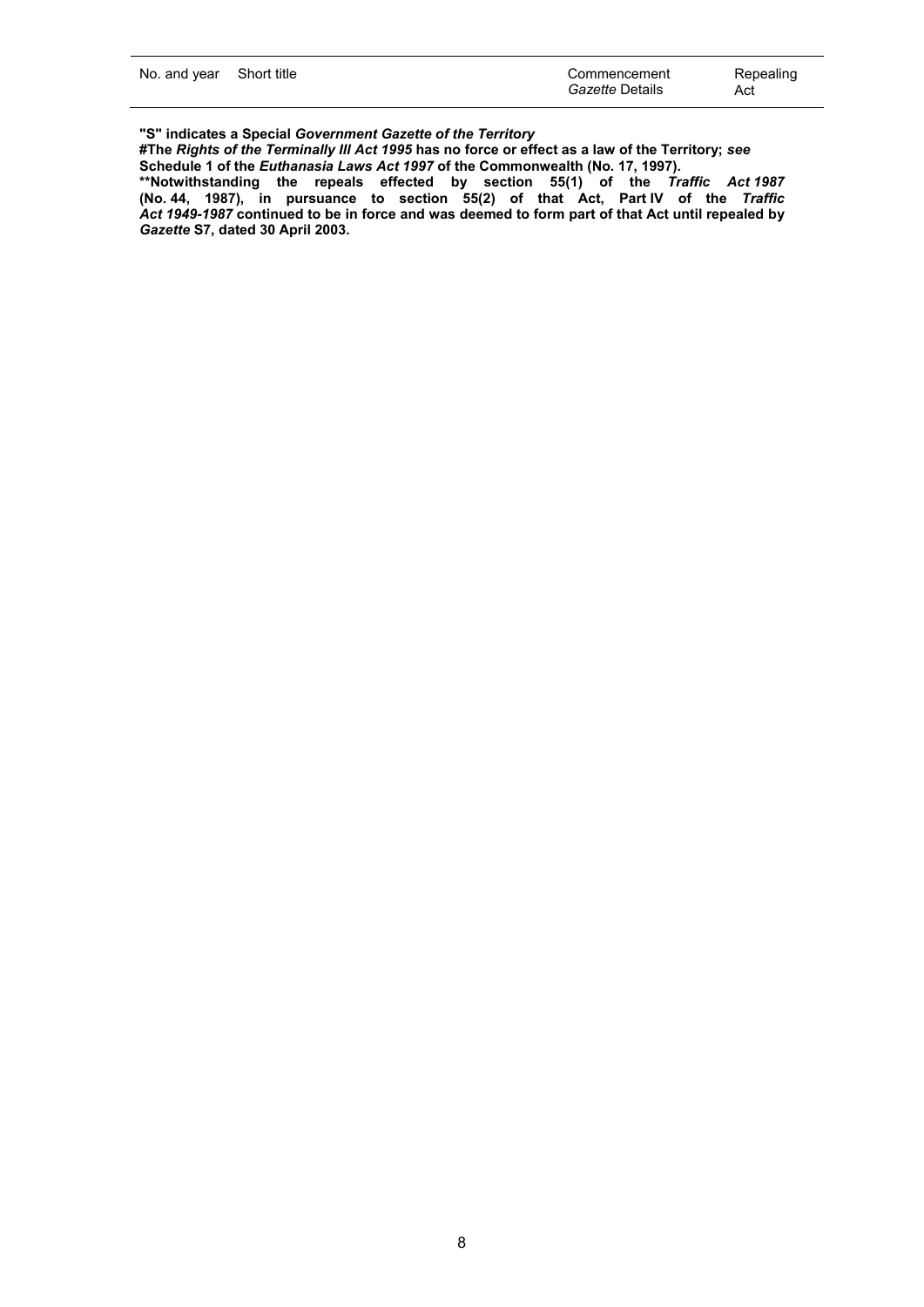| No. and year | Short title | Commencement *Gazette* Details | Repealing Act |
|---|---|---|---|

**"S" indicates a Special *Government Gazette of the Territory***

**#The *Rights of the Terminally Ill Act 1995* has no force or effect as a law of the Territory; *see* Schedule 1 of the *Euthanasia Laws Act 1997* of the Commonwealth (No. 17, 1997).**

**\*\*Notwithstanding the repeals effected by section 55(1) of the *Traffic Act 1987* (No. 44, 1987), in pursuance to section 55(2) of that Act, Part IV of the *Traffic Act 1949-1987* continued to be in force and was deemed to form part of that Act until repealed by *Gazette* S7, dated 30 April 2003.**